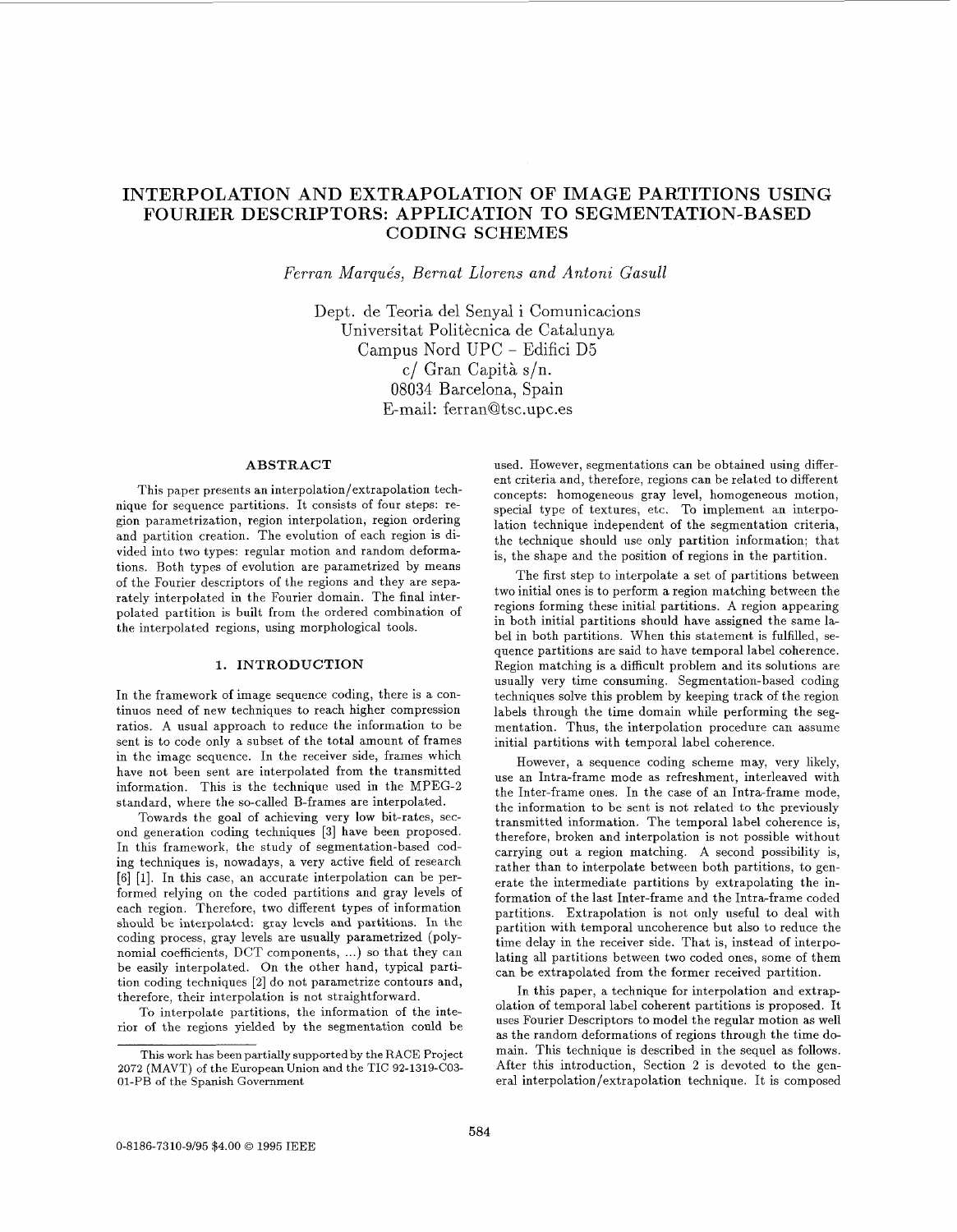# INTERPOLATION AND EXTRAPOLATION OF IMAGE PARTITIONS USING FOURIER DESCRIPTORS: APPLICATION TO SEGMENTATION-BASED CODING SCHEMES

*Ferran Marqués, Bernat Llorens and Antoni Gasull*

Dept. de Teoria del Senyal i Comunicacions
Universitat Politècnica de Catalunya
Campus Nord UPC - Edifici D5
c/ Gran Capità s/n.
08034 Barcelona, Spain
E-mail: ferran@tsc.upc.es

## ABSTRACT

This paper presents an interpolation/extrapolation technique for sequence partitions. It consists of four steps: region parametrization, region interpolation, region ordering and partition creation. The evolution of each region is divided into two types: regular motion and random deformations. Both types of evolution are parametrized by means of the Fourier descriptors of the regions and they are separately interpolated in the Fourier domain. The final interpolated partition is built from the ordered combination of the interpolated regions, using morphological tools.

## 1. INTRODUCTION

In the framework of image sequence coding, there is a continuos need of new techniques to reach higher compression ratios. A usual approach to reduce the information to be sent is to code only a subset of the total amount of frames in the image sequence. In the receiver side, frames which have not been sent are interpolated from the transmitted information. This is the technique used in the MPEG-2 standard, where the so-called B-frames are interpolated.

Towards the goal of achieving very low bit-rates, second generation coding techniques [3] have been proposed. In this framework, the study of segmentation-based coding techniques is, nowadays, a very active field of research [6] [1]. In this case, an accurate interpolation can be performed relying on the coded partitions and gray levels of each region. Therefore, two different types of information should be interpolated: gray levels and partitions. In the coding process, gray levels are usually parametrized (polynomial coefficients, DCT components, ...) so that they can be easily interpolated. On the other hand, typical partition coding techniques [2] do not parametrize contours and, therefore, their interpolation is not straightforward.

To interpolate partitions, the information of the interior of the regions yielded by the segmentation could be used. However, segmentations can be obtained using different criteria and, therefore, regions can be related to different concepts: homogeneous gray level, homogeneous motion, special type of textures, etc. To implement an interpolation technique independent of the segmentation criteria, the technique should use only partition information; that is, the shape and the position of regions in the partition.

The first step to interpolate a set of partitions between two initial ones is to perform a region matching between the regions forming these initial partitions. A region appearing in both initial partitions should have assigned the same label in both partitions. When this statement is fulfilled, sequence partitions are said to have temporal label coherence. Region matching is a difficult problem and its solutions are usually very time consuming. Segmentation-based coding techniques solve this problem by keeping track of the region labels through the time domain while performing the segmentation. Thus, the interpolation procedure can assume initial partitions with temporal label coherence.

However, a sequence coding scheme may, very likely, use an Intra-frame mode as refreshment, interleaved with the Inter-frame ones. In the case of an Intra-frame mode, the information to be sent is not related to the previously transmitted information. The temporal label coherence is, therefore, broken and interpolation is not possible without carrying out a region matching. A second possibility is, rather than to interpolate between both partitions, to generate the intermediate partitions by extrapolating the information of the last Inter-frame and the Intra-frame coded partitions. Extrapolation is not only useful to deal with partition with temporal uncoherence but also to reduce the time delay in the receiver side. That is, instead of interpolating all partitions between two coded ones, some of them can be extrapolated from the former received partition.

In this paper, a technique for interpolation and extrapolation of temporal label coherent partitions is proposed. It uses Fourier Descriptors to model the regular motion as well as the random deformations of regions through the time domain. This technique is described in the sequel as follows. After this introduction, Section 2 is devoted to the general interpolation/extrapolation technique. It is composed

This work has been partially supported by the RACE Project 2072 (MAVT) of the European Union and the TIC 92-1319-C03-01-PB of the Spanish Government

0-8186-7310-9/95 $4.00 © 1995 IEEE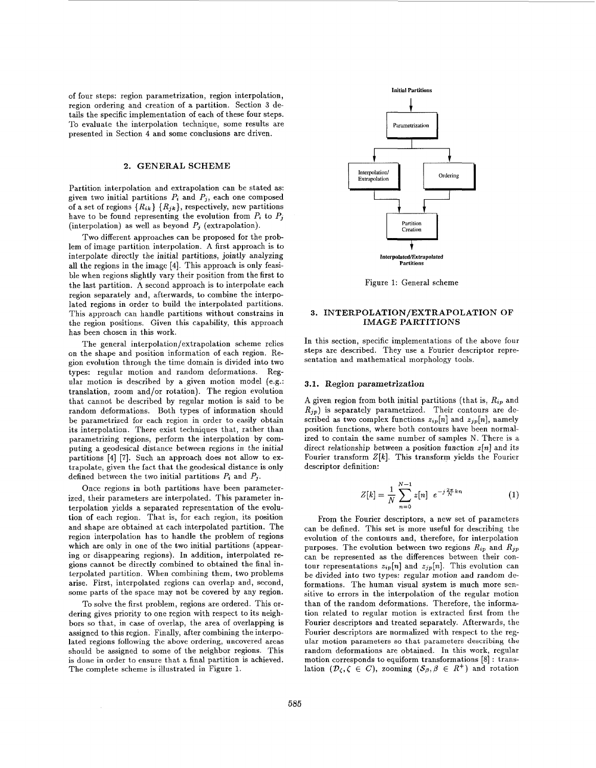of four steps: region parametrization, region interpolation, region ordering and creation of a partition. Section 3 details the specific implementation of each of these four steps. To evaluate the interpolation technique, some results are presented in Section 4 and some conclusions are driven.

## 2. GENERAL SCHEME

Partition interpolation and extrapolation can be stated as: given two initial partitions $P_i$ and $P_j$, each one composed of a set of regions $\{R_{ik}\}$ $\{R_{jk}\}$, respectively, new partitions have to be found representing the evolution from $P_i$ to $P_j$ (interpolation) as well as beyond $P_j$ (extrapolation).

Two different approaches can be proposed for the problem of image partition interpolation. A first approach is to interpolate directly the initial partitions, jointly analyzing all the regions in the image [4]. This approach is only feasible when regions slightly vary their position from the first to the last partition. A second approach is to interpolate each region separately and, afterwards, to combine the interpolated regions in order to build the interpolated partitions. This approach can handle partitions without constrains in the region positions. Given this capability, this approach has been chosen in this work.

The general interpolation/extrapolation scheme relies on the shape and position information of each region. Region evolution through the time domain is divided into two types: regular motion and random deformations. Regular motion is described by a given motion model (e.g.: translation, zoom and/or rotation). The region evolution that cannot be described by regular motion is said to be random deformations. Both types of information should be parametrized for each region in order to easily obtain its interpolation. There exist techniques that, rather than parametrizing regions, perform the interpolation by computing a geodesical distance between regions in the initial partitions [4] [7]. Such an approach does not allow to extrapolate, given the fact that the geodesical distance is only defined between the two initial partitions $P_i$ and $P_j$.

Once regions in both partitions have been parameterized, their parameters are interpolated. This parameter interpolation yields a separated representation of the evolution of each region. That is, for each region, its position and shape are obtained at each interpolated partition. The region interpolation has to handle the problem of regions which are only in one of the two initial partitions (appearing or disappearing regions). In addition, interpolated regions cannot be directly combined to obtained the final interpolated partition. When combining them, two problems arise. First, interpolated regions can overlap and, second, some parts of the space may not be covered by any region.

To solve the first problem, regions are ordered. This ordering gives priority to one region with respect to its neighbors so that, in case of overlap, the area of overlapping is assigned to this region. Finally, after combining the interpolated regions following the above ordering, uncovered areas should be assigned to some of the neighbor regions. This is done in order to ensure that a final partition is achieved. The complete scheme is illustrated in Figure 1.

**Initial Partitions**

Parametrization

Interpolation/Extrapolation | Ordering

Partition Creation

***Interpolated/Extrapolated Partitions***

Figure 1: General scheme

## 3. INTERPOLATION/EXTRAPOLATION OF IMAGE PARTITIONS

In this section, specific implementations of the above four steps are described. They use a Fourier descriptor representation and mathematical morphology tools.

### 3.1. Region parametrization

A given region from both initial partitions (that is, $R_{ip}$ and $R_{jp}$) is separately parametrized. Their contours are described as two complex functions $z_{ip}[n]$ and $z_{jp}[n]$, namely position functions, where both contours have been normalized to contain the same number of samples N. There is a direct relationship between a position function $z[n]$ and its Fourier transform $Z[k]$. This transform yields the Fourier descriptor definition:

$$Z[k] = \frac{1}{N} \sum_{n=0}^{N-1} z[n] \; e^{-j\frac{2\pi}{N}kn} \tag{1}$$

From the Fourier descriptors, a new set of parameters can be defined. This set is more useful for describing the evolution of the contours and, therefore, for interpolation purposes. The evolution between two regions $R_{ip}$ and $R_{jp}$ can be represented as the differences between their contour representations $z_{ip}[n]$ and $z_{jp}[n]$. This evolution can be divided into two types: regular motion and random deformations. The human visual system is much more sensitive to errors in the interpolation of the regular motion than of the random deformations. Therefore, the information related to regular motion is extracted first from the Fourier descriptors and treated separately. Afterwards, the Fourier descriptors are normalized with respect to the regular motion parameters so that parameters describing the random deformations are obtained. In this work, regular motion corresponds to equiform transformations [8] : translation ($\mathcal{D}_\zeta, \zeta \in C$), zooming ($\mathcal{S}_\beta, \beta \in R^+$) and rotation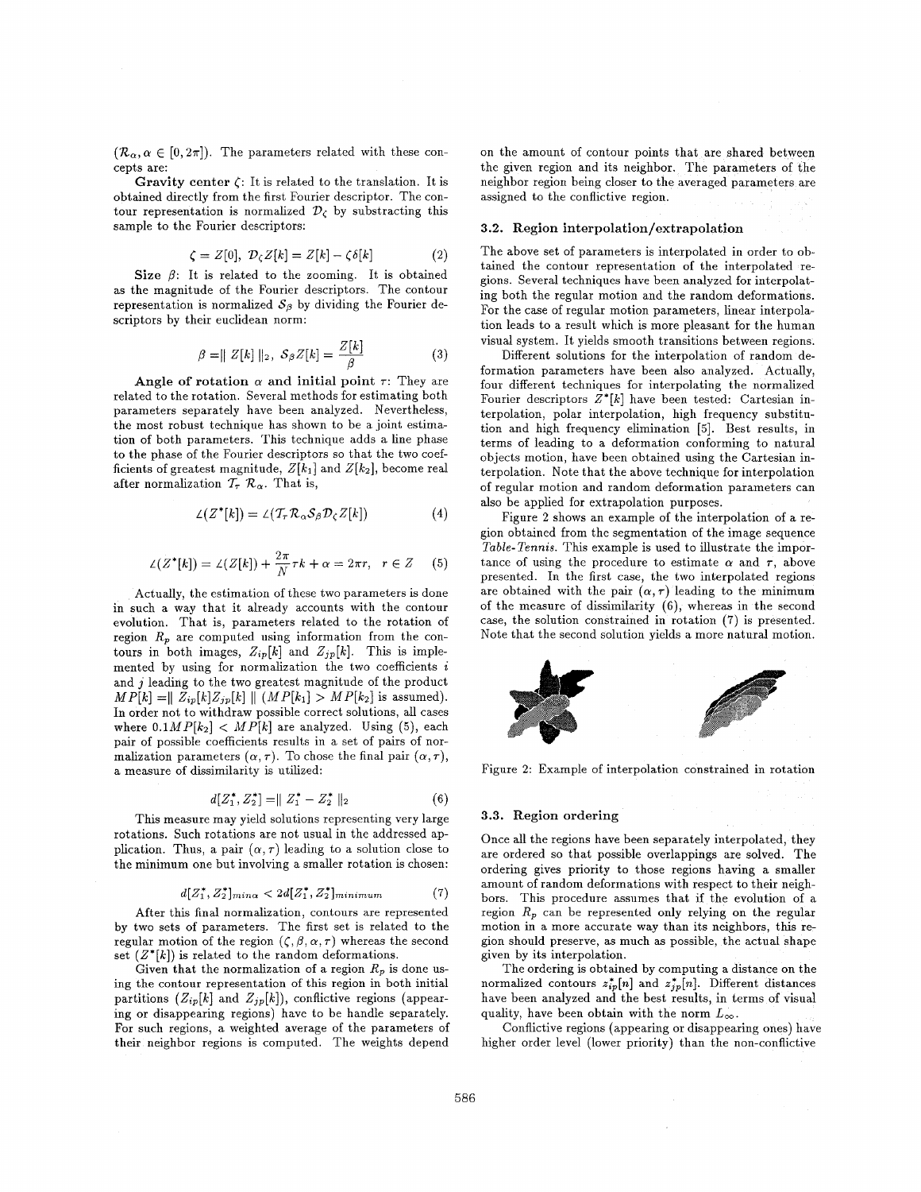($\mathcal{R}_\alpha, \alpha \in [0, 2\pi]$). The parameters related with these concepts are:

**Gravity center** $\zeta$: It is related to the translation. It is obtained directly from the first Fourier descriptor. The contour representation is normalized $\mathcal{D}_\zeta$ by substracting this sample to the Fourier descriptors:

$$\zeta = Z[0], \ \mathcal{D}_\zeta Z[k] = Z[k] - \zeta\delta[k] \tag{2}$$

**Size** $\beta$: It is related to the zooming. It is obtained as the magnitude of the Fourier descriptors. The contour representation is normalized $\mathcal{S}_\beta$ by dividing the Fourier descriptors by their euclidean norm:

$$\beta = \| Z[k] \|_2, \ \mathcal{S}_\beta Z[k] = \frac{Z[k]}{\beta} \tag{3}$$

**Angle of rotation** $\alpha$ **and initial point** $\tau$: They are related to the rotation. Several methods for estimating both parameters separately have been analyzed. Nevertheless, the most robust technique has shown to be a joint estimation of both parameters. This technique adds a line phase to the phase of the Fourier descriptors so that the two coefficients of greatest magnitude, $Z[k_1]$ and $Z[k_2]$, become real after normalization $\mathcal{T}_\tau \mathcal{R}_\alpha$. That is,

$$\angle(Z^*[k]) = \angle(\mathcal{T}_\tau \mathcal{R}_\alpha \mathcal{S}_\beta \mathcal{D}_\zeta Z[k]) \tag{4}$$

$$\angle(Z^*[k]) = \angle(Z[k]) + \frac{2\pi}{N}\tau k + \alpha = 2\pi r, \ \ r \in Z \tag{5}$$

Actually, the estimation of these two parameters is done in such a way that it already accounts with the contour evolution. That is, parameters related to the rotation of region $R_p$ are computed using information from the contours in both images, $Z_{ip}[k]$ and $Z_{jp}[k]$. This is implemented by using for normalization the two coefficients $i$ and $j$ leading to the two greatest magnitude of the product $MP[k] = \| Z_{ip}[k] Z_{jp}[k] \|$ ($MP[k_1] > MP[k_2]$ is assumed). In order not to withdraw possible correct solutions, all cases where $0.1MP[k_2] < MP[k]$ are analyzed. Using (5), each pair of possible coefficients results in a set of pairs of normalization parameters $(\alpha, \tau)$. To chose the final pair $(\alpha, \tau)$, a measure of dissimilarity is utilized:

$$d[Z_1^*, Z_2^*] = \| Z_1^* - Z_2^* \|_2 \tag{6}$$

This measure may yield solutions representing very large rotations. Such rotations are not usual in the addressed application. Thus, a pair $(\alpha, \tau)$ leading to a solution close to the minimum one but involving a smaller rotation is chosen:

$$d[Z_1^*, Z_2^*]_{min\alpha} < 2d[Z_1^*, Z_2^*]_{minimum} \tag{7}$$

After this final normalization, contours are represented by two sets of parameters. The first set is related to the regular motion of the region $(\zeta, \beta, \alpha, \tau)$ whereas the second set ($Z^*[k]$) is related to the random deformations.

Given that the normalization of a region $R_p$ is done using the contour representation of this region in both initial partitions ($Z_{ip}[k]$ and $Z_{jp}[k]$), conflictive regions (appearing or disappearing regions) have to be handle separately. For such regions, a weighted average of the parameters of their neighbor regions is computed. The weights depend on the amount of contour points that are shared between the given region and its neighbor. The parameters of the neighbor region being closer to the averaged parameters are assigned to the conflictive region.

### 3.2. Region interpolation/extrapolation

The above set of parameters is interpolated in order to obtained the contour representation of the interpolated regions. Several techniques have been analyzed for interpolating both the regular motion and the random deformations. For the case of regular motion parameters, linear interpolation leads to a result which is more pleasant for the human visual system. It yields smooth transitions between regions.

Different solutions for the interpolation of random deformation parameters have been also analyzed. Actually, four different techniques for interpolating the normalized Fourier descriptors $Z^*[k]$ have been tested: Cartesian interpolation, polar interpolation, high frequency substitution and high frequency elimination [5]. Best results, in terms of leading to a deformation conforming to natural objects motion, have been obtained using the Cartesian interpolation. Note that the above technique for interpolation of regular motion and random deformation parameters can also be applied for extrapolation purposes.

Figure 2 shows an example of the interpolation of a region obtained from the segmentation of the image sequence *Table-Tennis*. This example is used to illustrate the importance of using the procedure to estimate $\alpha$ and $\tau$, above presented. In the first case, the two interpolated regions are obtained with the pair $(\alpha, \tau)$ leading to the minimum of the measure of dissimilarity (6), whereas in the second case, the solution constrained in rotation (7) is presented. Note that the second solution yields a more natural motion.

Figure 2: Example of interpolation constrained in rotation

### 3.3. Region ordering

Once all the regions have been separately interpolated, they are ordered so that possible overlappings are solved. The ordering gives priority to those regions having a smaller amount of random deformations with respect to their neighbors. This procedure assumes that if the evolution of a region $R_p$ can be represented only relying on the regular motion in a more accurate way than its neighbors, this region should preserve, as much as possible, the actual shape given by its interpolation.

The ordering is obtained by computing a distance on the normalized contours $z_{ip}^*[n]$ and $z_{jp}^*[n]$. Different distances have been analyzed and the best results, in terms of visual quality, have been obtain with the norm $L_\infty$.

Conflictive regions (appearing or disappearing ones) have higher order level (lower priority) than the non-conflictive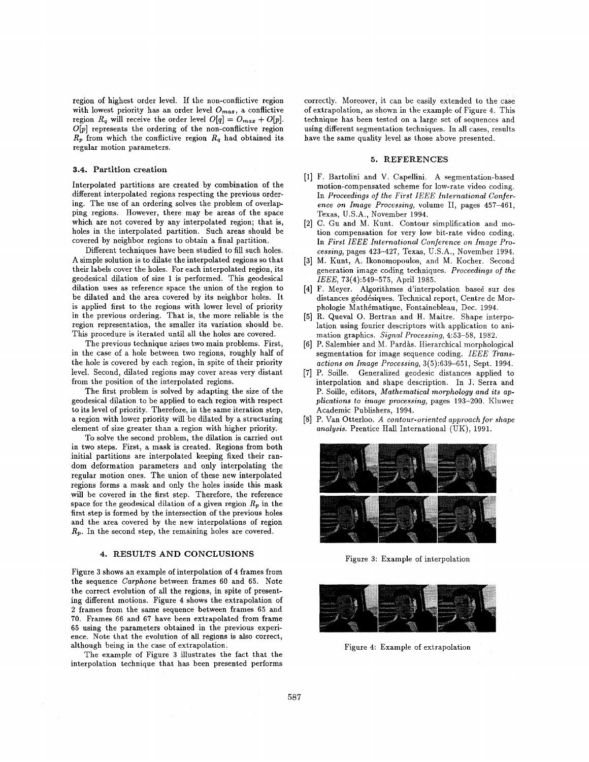region of highest order level. If the non-conflictive region with lowest priority has an order level $O_{max}$, a conflictive region $R_q$ will receive the order level $O[q] = O_{max} + O[p]$. $O[p]$ represents the ordering of the non-conflictive region $R_p$ from which the conflictive region $R_q$ had obtained its regular motion parameters.

### 3.4. Partition creation

Interpolated partitions are created by combination of the different interpolated regions respecting the previous ordering. The use of an ordering solves the problem of overlapping regions. However, there may be areas of the space which are not covered by any interpolated region; that is, holes in the interpolated partition. Such areas should be covered by neighbor regions to obtain a final partition.

Different techniques have been studied to fill such holes. A simple solution is to dilate the interpolated regions so that their labels cover the holes. For each interpolated region, its geodesical dilation of size 1 is performed. This geodesical dilation uses as reference space the union of the region to be dilated and the area covered by its neighbor holes. It is applied first to the regions with lower level of priority in the previous ordering. That is, the more reliable is the region representation, the smaller its variation should be. This procedure is iterated until all the holes are covered.

The previous technique arises two main problems. First, in the case of a hole between two regions, roughly half of the hole is covered by each region, in spite of their priority level. Second, dilated regions may cover areas very distant from the position of the interpolated regions.

The first problem is solved by adapting the size of the geodesical dilation to be applied to each region with respect to its level of priority. Therefore, in the same iteration step, a region with lower priority will be dilated by a structuring element of size greater than a region with higher priority.

To solve the second problem, the dilation is carried out in two steps. First, a mask is created. Regions from both initial partitions are interpolated keeping fixed their random deformation parameters and only interpolating the regular motion ones. The union of these new interpolated regions forms a mask and only the holes inside this mask will be covered in the first step. Therefore, the reference space for the geodesical dilation of a given region $R_p$ in the first step is formed by the intersection of the previous holes and the area covered by the new interpolations of region $R_p$. In the second step, the remaining holes are covered.

## 4. RESULTS AND CONCLUSIONS

Figure 3 shows an example of interpolation of 4 frames from the sequence *Carphone* between frames 60 and 65. Note the correct evolution of all the regions, in spite of presenting different motions. Figure 4 shows the extrapolation of 2 frames from the same sequence between frames 65 and 70. Frames 66 and 67 have been extrapolated from frame 65 using the parameters obtained in the previous experience. Note that the evolution of all regions is also correct, although being in the case of extrapolation.

The example of Figure 3 illustrates the fact that the interpolation technique that has been presented performs correctly. Moreover, it can be easily extended to the case of extrapolation, as shown in the example of Figure 4. This technique has been tested on a large set of sequences and using different segmentation techniques. In all cases, results have the same quality level as those above presented.

## 5. REFERENCES

[1] F. Bartolini and V. Capellini. A segmentation-based motion-compensated scheme for low-rate video coding. In *Proceedings of the First IEEE International Conference on Image Processing*, volume II, pages 457–461, Texas, U.S.A., November 1994.

[2] C. Gu and M. Kunt. Contour simplification and motion compensation for very low bit-rate video coding. In *First IEEE International Conference on Image Processing*, pages 423–427, Texas, U.S.A., November 1994.

[3] M. Kunt, A. Ikonomopoulos, and M. Kocher. Second generation image coding techniques. *Proceedings of the IEEE*, 73(4):549–575, April 1985.

[4] F. Meyer. Algorithmes d'interpolation baseé sur des distances géodésiques. Technical report, Centre de Morphologie Mathématique, Fontainebleau, Dec. 1994.

[5] R. Queval O. Bertran and H. Maître. Shape interpolation using fourier descriptors with application to animation graphics. *Signal Processing*, 4:53–58, 1982.

[6] P. Salembier and M. Pardàs. Hierarchical morphological segmentation for image sequence coding. *IEEE Transactions on Image Processing*, 3(5):639–651, Sept. 1994.

[7] P. Soille. Generalized geodesic distances applied to interpolation and shape description. In J. Serra and P. Soille, editors, *Mathematical morphology and its applications to image processing*, pages 193–200. Kluwer Academic Publishers, 1994.

[8] P. Van Otterloo. *A contour-oriented approach for shape analysis*. Prentice Hall International (UK), 1991.

Figure 3: Example of interpolation

Figure 4: Example of extrapolation